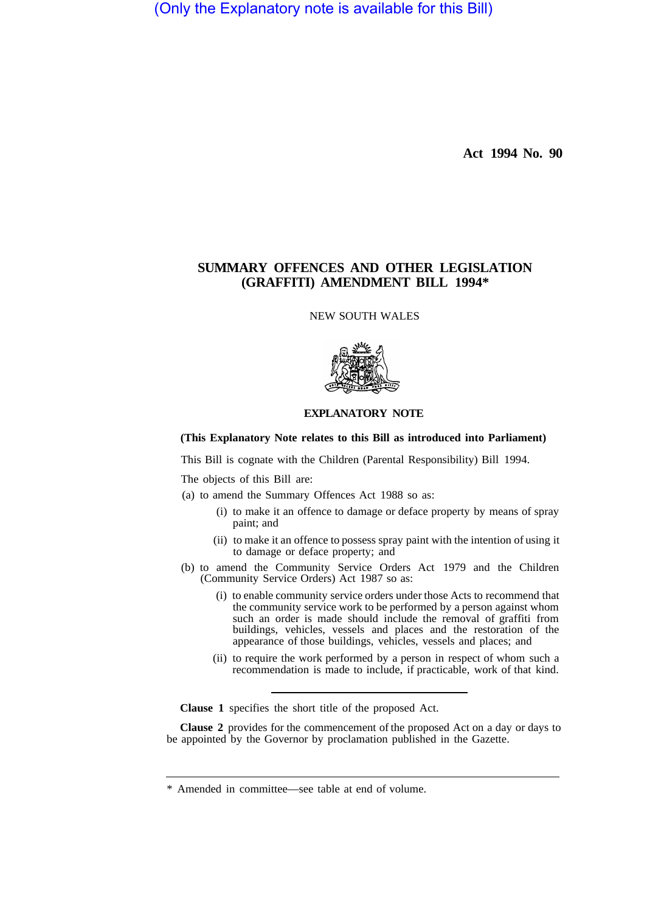(Only the Explanatory note is available for this Bill)

**Act 1994 No. 90**

# SUMMARY OFFENCES AND OTHER LEGISLATION (GRAFFITI) AMENDMENT BILL 1994*

NEW SOUTH WALES

## EXPLANATORY NOTE

**(This Explanatory Note relates to this Bill as introduced into Parliament)**

This Bill is cognate with the Children (Parental Responsibility) Bill 1994.

The objects of this Bill are:

(a) to amend the Summary Offences Act 1988 so as:

- (i) to make it an offence to damage or deface property by means of spray paint; and
- (ii) to make it an offence to possess spray paint with the intention of using it to damage or deface property; and

(b) to amend the Community Service Orders Act 1979 and the Children (Community Service Orders) Act 1987 so as:

- (i) to enable community service orders under those Acts to recommend that the community service work to be performed by a person against whom such an order is made should include the removal of graffiti from buildings, vehicles, vessels and places and the restoration of the appearance of those buildings, vehicles, vessels and places; and
- (ii) to require the work performed by a person in respect of whom such a recommendation is made to include, if practicable, work of that kind.

---

**Clause 1** specifies the short title of the proposed Act.

**Clause 2** provides for the commencement of the proposed Act on a day or days to be appointed by the Governor by proclamation published in the Gazette.

---

* Amended in committee—see table at end of volume.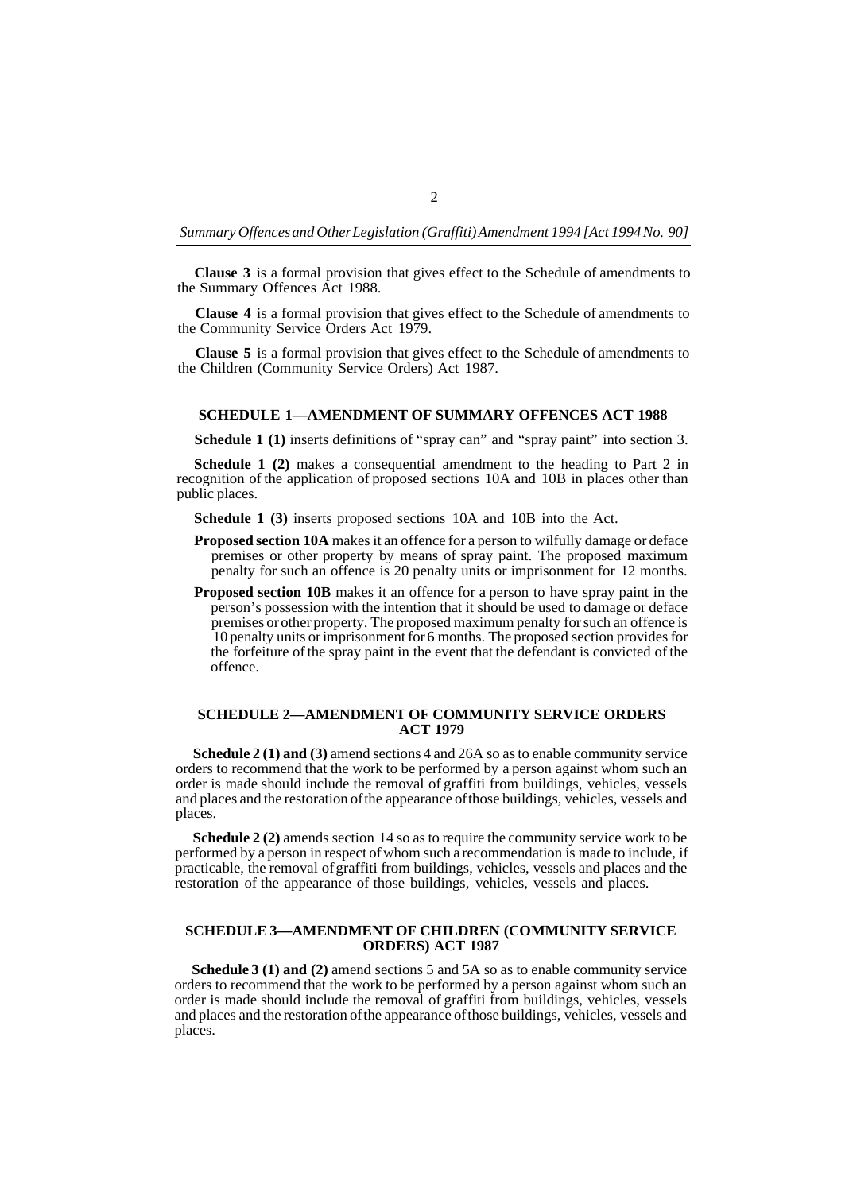**Clause 3** is a formal provision that gives effect to the Schedule of amendments to the Summary Offences Act 1988.

**Clause 4** is a formal provision that gives effect to the Schedule of amendments to the Community Service Orders Act 1979.

**Clause 5** is a formal provision that gives effect to the Schedule of amendments to the Children (Community Service Orders) Act 1987.

## SCHEDULE 1—AMENDMENT OF SUMMARY OFFENCES ACT 1988

**Schedule 1 (1)** inserts definitions of "spray can" and "spray paint" into section 3.

**Schedule 1 (2)** makes a consequential amendment to the heading to Part 2 in recognition of the application of proposed sections 10A and 10B in places other than public places.

**Schedule 1 (3)** inserts proposed sections 10A and 10B into the Act.

**Proposed section 10A** makes it an offence for a person to wilfully damage or deface premises or other property by means of spray paint. The proposed maximum penalty for such an offence is 20 penalty units or imprisonment for 12 months.

**Proposed section 10B** makes it an offence for a person to have spray paint in the person's possession with the intention that it should be used to damage or deface premises or other property. The proposed maximum penalty for such an offence is 10 penalty units or imprisonment for 6 months. The proposed section provides for the forfeiture of the spray paint in the event that the defendant is convicted of the offence.

## SCHEDULE 2—AMENDMENT OF COMMUNITY SERVICE ORDERS ACT 1979

**Schedule 2 (1) and (3)** amend sections 4 and 26A so as to enable community service orders to recommend that the work to be performed by a person against whom such an order is made should include the removal of graffiti from buildings, vehicles, vessels and places and the restoration of the appearance of those buildings, vehicles, vessels and places.

**Schedule 2 (2)** amends section 14 so as to require the community service work to be performed by a person in respect of whom such a recommendation is made to include, if practicable, the removal of graffiti from buildings, vehicles, vessels and places and the restoration of the appearance of those buildings, vehicles, vessels and places.

## SCHEDULE 3—AMENDMENT OF CHILDREN (COMMUNITY SERVICE ORDERS) ACT 1987

**Schedule 3 (1) and (2)** amend sections 5 and 5A so as to enable community service orders to recommend that the work to be performed by a person against whom such an order is made should include the removal of graffiti from buildings, vehicles, vessels and places and the restoration of the appearance of those buildings, vehicles, vessels and places.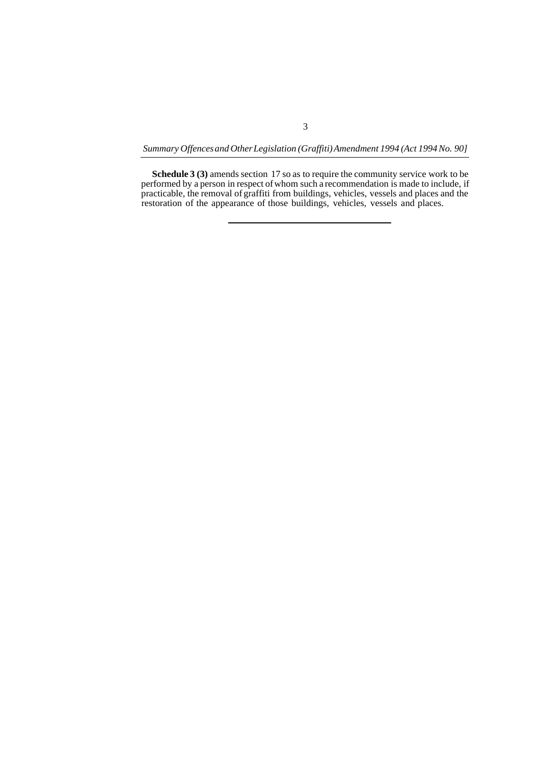**Schedule 3 (3)** amends section 17 so as to require the community service work to be performed by a person in respect of whom such a recommendation is made to include, if practicable, the removal of graffiti from buildings, vehicles, vessels and places and the restoration of the appearance of those buildings, vehicles, vessels and places.

---